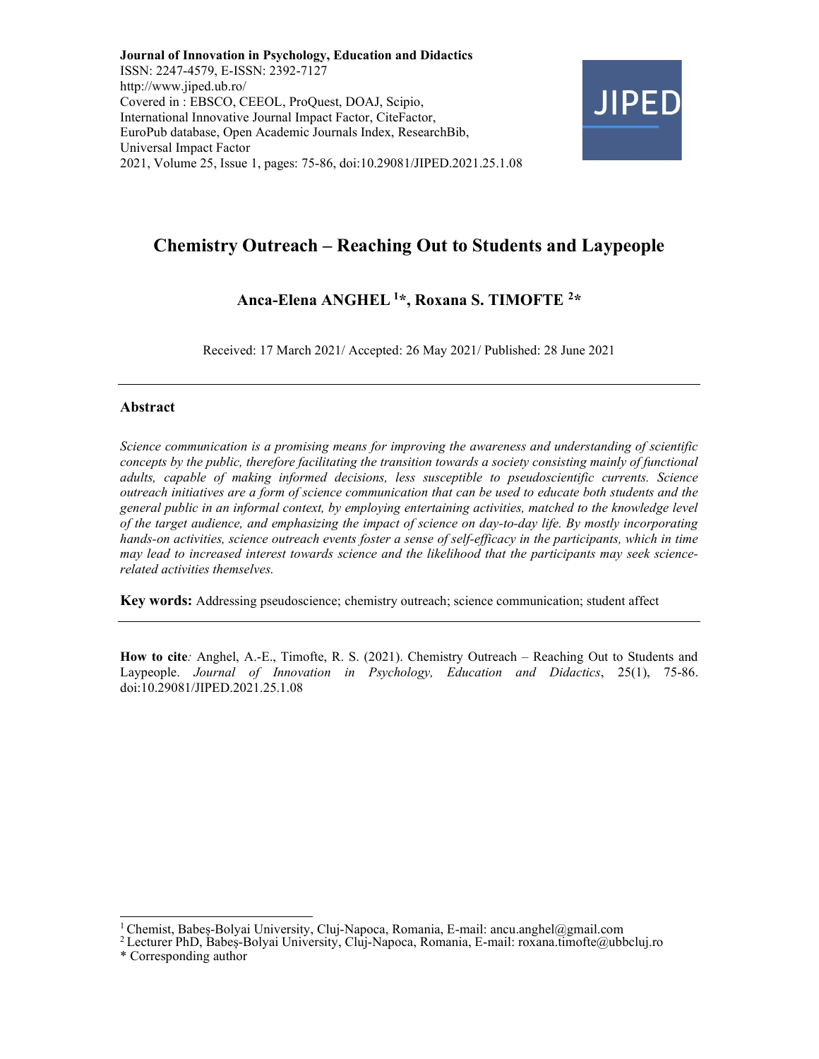**Journal of Innovation in Psychology, Education and Didactics**
ISSN: 2247-4579, E-ISSN: 2392-7127
http://www.jiped.ub.ro/
Covered in : EBSCO, CEEOL, ProQuest, DOAJ, Scipio, International Innovative Journal Impact Factor, CiteFactor, EuroPub database, Open Academic Journals Index, ResearchBib, Universal Impact Factor
2021, Volume 25, Issue 1, pages: 75-86, doi:10.29081/JIPED.2021.25.1.08

# Chemistry Outreach – Reaching Out to Students and Laypeople

**Anca-Elena ANGHEL [1]*, Roxana S. TIMOFTE [2]***

Received: 17 March 2021/ Accepted: 26 May 2021/ Published: 28 June 2021

---

## Abstract

*Science communication is a promising means for improving the awareness and understanding of scientific concepts by the public, therefore facilitating the transition towards a society consisting mainly of functional adults, capable of making informed decisions, less susceptible to pseudoscientific currents. Science outreach initiatives are a form of science communication that can be used to educate both students and the general public in an informal context, by employing entertaining activities, matched to the knowledge level of the target audience, and emphasizing the impact of science on day-to-day life. By mostly incorporating hands-on activities, science outreach events foster a sense of self-efficacy in the participants, which in time may lead to increased interest towards science and the likelihood that the participants may seek science-related activities themselves.*

**Key words:** Addressing pseudoscience; chemistry outreach; science communication; student affect

---

**How to cite***:* Anghel, A.-E., Timofte, R. S. (2021). Chemistry Outreach – Reaching Out to Students and Laypeople. *Journal of Innovation in Psychology, Education and Didactics*, 25(1), 75-86. doi:10.29081/JIPED.2021.25.1.08

---

[1] Chemist, Babeș-Bolyai University, Cluj-Napoca, Romania, E-mail: ancu.anghel@gmail.com
[2] Lecturer PhD, Babeș-Bolyai University, Cluj-Napoca, Romania, E-mail: roxana.timofte@ubbcluj.ro
* Corresponding author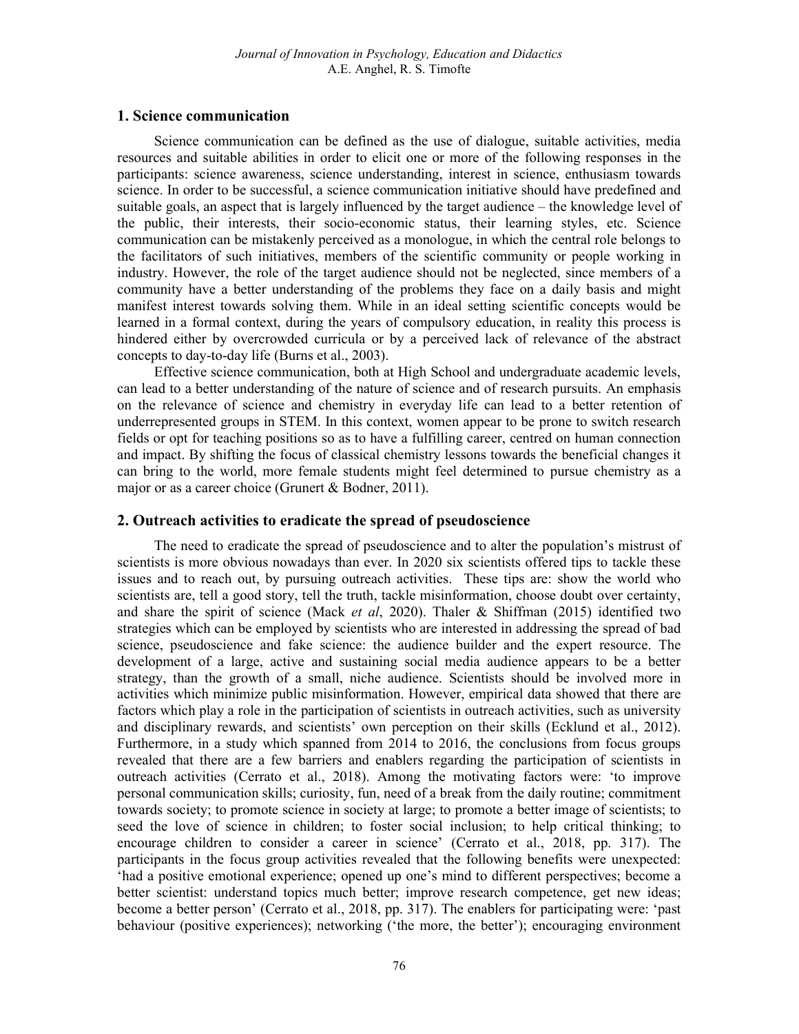## 1. Science communication

Science communication can be defined as the use of dialogue, suitable activities, media resources and suitable abilities in order to elicit one or more of the following responses in the participants: science awareness, science understanding, interest in science, enthusiasm towards science. In order to be successful, a science communication initiative should have predefined and suitable goals, an aspect that is largely influenced by the target audience – the knowledge level of the public, their interests, their socio-economic status, their learning styles, etc. Science communication can be mistakenly perceived as a monologue, in which the central role belongs to the facilitators of such initiatives, members of the scientific community or people working in industry. However, the role of the target audience should not be neglected, since members of a community have a better understanding of the problems they face on a daily basis and might manifest interest towards solving them. While in an ideal setting scientific concepts would be learned in a formal context, during the years of compulsory education, in reality this process is hindered either by overcrowded curricula or by a perceived lack of relevance of the abstract concepts to day-to-day life (Burns et al., 2003).

Effective science communication, both at High School and undergraduate academic levels, can lead to a better understanding of the nature of science and of research pursuits. An emphasis on the relevance of science and chemistry in everyday life can lead to a better retention of underrepresented groups in STEM. In this context, women appear to be prone to switch research fields or opt for teaching positions so as to have a fulfilling career, centred on human connection and impact. By shifting the focus of classical chemistry lessons towards the beneficial changes it can bring to the world, more female students might feel determined to pursue chemistry as a major or as a career choice (Grunert & Bodner, 2011).

## 2. Outreach activities to eradicate the spread of pseudoscience

The need to eradicate the spread of pseudoscience and to alter the population's mistrust of scientists is more obvious nowadays than ever. In 2020 six scientists offered tips to tackle these issues and to reach out, by pursuing outreach activities. These tips are: show the world who scientists are, tell a good story, tell the truth, tackle misinformation, choose doubt over certainty, and share the spirit of science (Mack *et al*, 2020). Thaler & Shiffman (2015) identified two strategies which can be employed by scientists who are interested in addressing the spread of bad science, pseudoscience and fake science: the audience builder and the expert resource. The development of a large, active and sustaining social media audience appears to be a better strategy, than the growth of a small, niche audience. Scientists should be involved more in activities which minimize public misinformation. However, empirical data showed that there are factors which play a role in the participation of scientists in outreach activities, such as university and disciplinary rewards, and scientists' own perception on their skills (Ecklund et al., 2012). Furthermore, in a study which spanned from 2014 to 2016, the conclusions from focus groups revealed that there are a few barriers and enablers regarding the participation of scientists in outreach activities (Cerrato et al., 2018). Among the motivating factors were: 'to improve personal communication skills; curiosity, fun, need of a break from the daily routine; commitment towards society; to promote science in society at large; to promote a better image of scientists; to seed the love of science in children; to foster social inclusion; to help critical thinking; to encourage children to consider a career in science' (Cerrato et al., 2018, pp. 317). The participants in the focus group activities revealed that the following benefits were unexpected: 'had a positive emotional experience; opened up one's mind to different perspectives; become a better scientist: understand topics much better; improve research competence, get new ideas; become a better person' (Cerrato et al., 2018, pp. 317). The enablers for participating were: 'past behaviour (positive experiences); networking ('the more, the better'); encouraging environment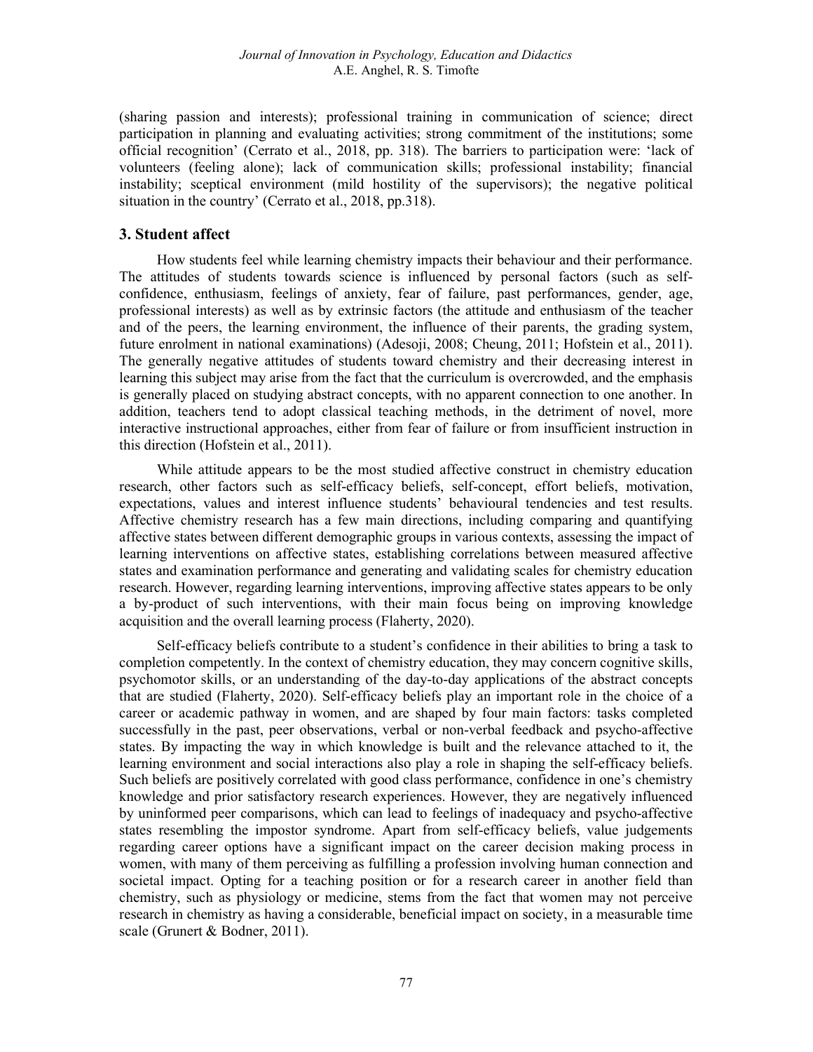(sharing passion and interests); professional training in communication of science; direct participation in planning and evaluating activities; strong commitment of the institutions; some official recognition' (Cerrato et al., 2018, pp. 318). The barriers to participation were: 'lack of volunteers (feeling alone); lack of communication skills; professional instability; financial instability; sceptical environment (mild hostility of the supervisors); the negative political situation in the country' (Cerrato et al., 2018, pp.318).

## 3. Student affect

How students feel while learning chemistry impacts their behaviour and their performance. The attitudes of students towards science is influenced by personal factors (such as self-confidence, enthusiasm, feelings of anxiety, fear of failure, past performances, gender, age, professional interests) as well as by extrinsic factors (the attitude and enthusiasm of the teacher and of the peers, the learning environment, the influence of their parents, the grading system, future enrolment in national examinations) (Adesoji, 2008; Cheung, 2011; Hofstein et al., 2011). The generally negative attitudes of students toward chemistry and their decreasing interest in learning this subject may arise from the fact that the curriculum is overcrowded, and the emphasis is generally placed on studying abstract concepts, with no apparent connection to one another. In addition, teachers tend to adopt classical teaching methods, in the detriment of novel, more interactive instructional approaches, either from fear of failure or from insufficient instruction in this direction (Hofstein et al., 2011).

While attitude appears to be the most studied affective construct in chemistry education research, other factors such as self-efficacy beliefs, self-concept, effort beliefs, motivation, expectations, values and interest influence students' behavioural tendencies and test results. Affective chemistry research has a few main directions, including comparing and quantifying affective states between different demographic groups in various contexts, assessing the impact of learning interventions on affective states, establishing correlations between measured affective states and examination performance and generating and validating scales for chemistry education research. However, regarding learning interventions, improving affective states appears to be only a by-product of such interventions, with their main focus being on improving knowledge acquisition and the overall learning process (Flaherty, 2020).

Self-efficacy beliefs contribute to a student's confidence in their abilities to bring a task to completion competently. In the context of chemistry education, they may concern cognitive skills, psychomotor skills, or an understanding of the day-to-day applications of the abstract concepts that are studied (Flaherty, 2020). Self-efficacy beliefs play an important role in the choice of a career or academic pathway in women, and are shaped by four main factors: tasks completed successfully in the past, peer observations, verbal or non-verbal feedback and psycho-affective states. By impacting the way in which knowledge is built and the relevance attached to it, the learning environment and social interactions also play a role in shaping the self-efficacy beliefs. Such beliefs are positively correlated with good class performance, confidence in one's chemistry knowledge and prior satisfactory research experiences. However, they are negatively influenced by uninformed peer comparisons, which can lead to feelings of inadequacy and psycho-affective states resembling the impostor syndrome. Apart from self-efficacy beliefs, value judgements regarding career options have a significant impact on the career decision making process in women, with many of them perceiving as fulfilling a profession involving human connection and societal impact. Opting for a teaching position or for a research career in another field than chemistry, such as physiology or medicine, stems from the fact that women may not perceive research in chemistry as having a considerable, beneficial impact on society, in a measurable time scale (Grunert & Bodner, 2011).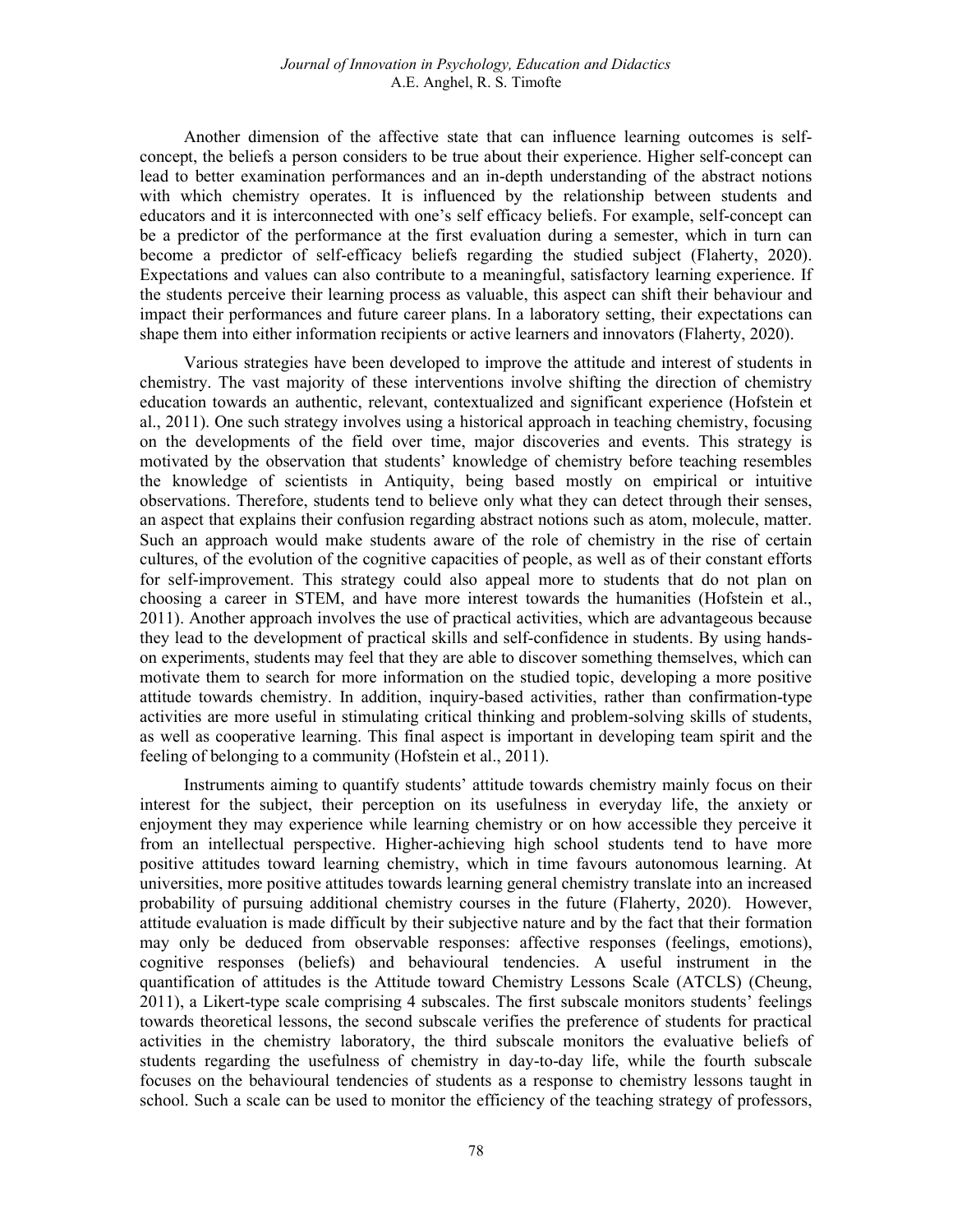Another dimension of the affective state that can influence learning outcomes is self-concept, the beliefs a person considers to be true about their experience. Higher self-concept can lead to better examination performances and an in-depth understanding of the abstract notions with which chemistry operates. It is influenced by the relationship between students and educators and it is interconnected with one's self efficacy beliefs. For example, self-concept can be a predictor of the performance at the first evaluation during a semester, which in turn can become a predictor of self-efficacy beliefs regarding the studied subject (Flaherty, 2020). Expectations and values can also contribute to a meaningful, satisfactory learning experience. If the students perceive their learning process as valuable, this aspect can shift their behaviour and impact their performances and future career plans. In a laboratory setting, their expectations can shape them into either information recipients or active learners and innovators (Flaherty, 2020).

Various strategies have been developed to improve the attitude and interest of students in chemistry. The vast majority of these interventions involve shifting the direction of chemistry education towards an authentic, relevant, contextualized and significant experience (Hofstein et al., 2011). One such strategy involves using a historical approach in teaching chemistry, focusing on the developments of the field over time, major discoveries and events. This strategy is motivated by the observation that students' knowledge of chemistry before teaching resembles the knowledge of scientists in Antiquity, being based mostly on empirical or intuitive observations. Therefore, students tend to believe only what they can detect through their senses, an aspect that explains their confusion regarding abstract notions such as atom, molecule, matter. Such an approach would make students aware of the role of chemistry in the rise of certain cultures, of the evolution of the cognitive capacities of people, as well as of their constant efforts for self-improvement. This strategy could also appeal more to students that do not plan on choosing a career in STEM, and have more interest towards the humanities (Hofstein et al., 2011). Another approach involves the use of practical activities, which are advantageous because they lead to the development of practical skills and self-confidence in students. By using hands-on experiments, students may feel that they are able to discover something themselves, which can motivate them to search for more information on the studied topic, developing a more positive attitude towards chemistry. In addition, inquiry-based activities, rather than confirmation-type activities are more useful in stimulating critical thinking and problem-solving skills of students, as well as cooperative learning. This final aspect is important in developing team spirit and the feeling of belonging to a community (Hofstein et al., 2011).

Instruments aiming to quantify students' attitude towards chemistry mainly focus on their interest for the subject, their perception on its usefulness in everyday life, the anxiety or enjoyment they may experience while learning chemistry or on how accessible they perceive it from an intellectual perspective. Higher-achieving high school students tend to have more positive attitudes toward learning chemistry, which in time favours autonomous learning. At universities, more positive attitudes towards learning general chemistry translate into an increased probability of pursuing additional chemistry courses in the future (Flaherty, 2020). However, attitude evaluation is made difficult by their subjective nature and by the fact that their formation may only be deduced from observable responses: affective responses (feelings, emotions), cognitive responses (beliefs) and behavioural tendencies. A useful instrument in the quantification of attitudes is the Attitude toward Chemistry Lessons Scale (ATCLS) (Cheung, 2011), a Likert-type scale comprising 4 subscales. The first subscale monitors students' feelings towards theoretical lessons, the second subscale verifies the preference of students for practical activities in the chemistry laboratory, the third subscale monitors the evaluative beliefs of students regarding the usefulness of chemistry in day-to-day life, while the fourth subscale focuses on the behavioural tendencies of students as a response to chemistry lessons taught in school. Such a scale can be used to monitor the efficiency of the teaching strategy of professors,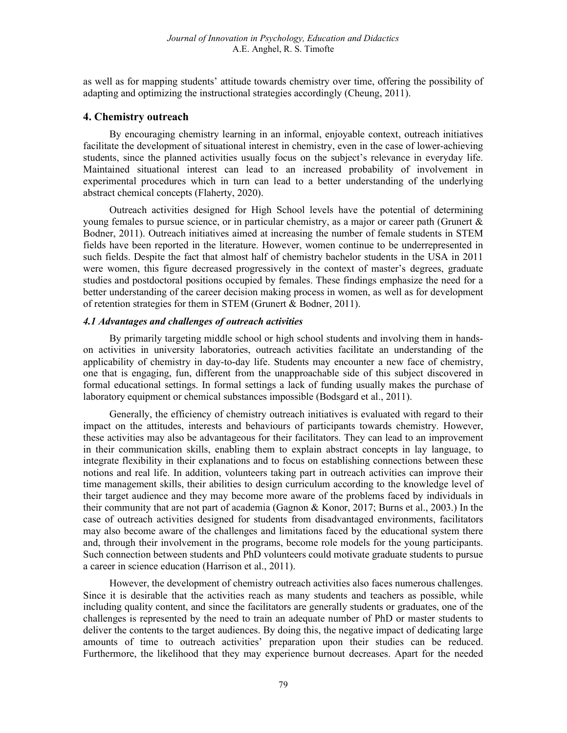as well as for mapping students' attitude towards chemistry over time, offering the possibility of adapting and optimizing the instructional strategies accordingly (Cheung, 2011).

## 4. Chemistry outreach

By encouraging chemistry learning in an informal, enjoyable context, outreach initiatives facilitate the development of situational interest in chemistry, even in the case of lower-achieving students, since the planned activities usually focus on the subject's relevance in everyday life. Maintained situational interest can lead to an increased probability of involvement in experimental procedures which in turn can lead to a better understanding of the underlying abstract chemical concepts (Flaherty, 2020).

Outreach activities designed for High School levels have the potential of determining young females to pursue science, or in particular chemistry, as a major or career path (Grunert & Bodner, 2011). Outreach initiatives aimed at increasing the number of female students in STEM fields have been reported in the literature. However, women continue to be underrepresented in such fields. Despite the fact that almost half of chemistry bachelor students in the USA in 2011 were women, this figure decreased progressively in the context of master's degrees, graduate studies and postdoctoral positions occupied by females. These findings emphasize the need for a better understanding of the career decision making process in women, as well as for development of retention strategies for them in STEM (Grunert & Bodner, 2011).

### *4.1 Advantages and challenges of outreach activities*

By primarily targeting middle school or high school students and involving them in hands-on activities in university laboratories, outreach activities facilitate an understanding of the applicability of chemistry in day-to-day life. Students may encounter a new face of chemistry, one that is engaging, fun, different from the unapproachable side of this subject discovered in formal educational settings. In formal settings a lack of funding usually makes the purchase of laboratory equipment or chemical substances impossible (Bodsgard et al., 2011).

Generally, the efficiency of chemistry outreach initiatives is evaluated with regard to their impact on the attitudes, interests and behaviours of participants towards chemistry. However, these activities may also be advantageous for their facilitators. They can lead to an improvement in their communication skills, enabling them to explain abstract concepts in lay language, to integrate flexibility in their explanations and to focus on establishing connections between these notions and real life. In addition, volunteers taking part in outreach activities can improve their time management skills, their abilities to design curriculum according to the knowledge level of their target audience and they may become more aware of the problems faced by individuals in their community that are not part of academia (Gagnon & Konor, 2017; Burns et al., 2003.) In the case of outreach activities designed for students from disadvantaged environments, facilitators may also become aware of the challenges and limitations faced by the educational system there and, through their involvement in the programs, become role models for the young participants. Such connection between students and PhD volunteers could motivate graduate students to pursue a career in science education (Harrison et al., 2011).

However, the development of chemistry outreach activities also faces numerous challenges. Since it is desirable that the activities reach as many students and teachers as possible, while including quality content, and since the facilitators are generally students or graduates, one of the challenges is represented by the need to train an adequate number of PhD or master students to deliver the contents to the target audiences. By doing this, the negative impact of dedicating large amounts of time to outreach activities' preparation upon their studies can be reduced. Furthermore, the likelihood that they may experience burnout decreases. Apart for the needed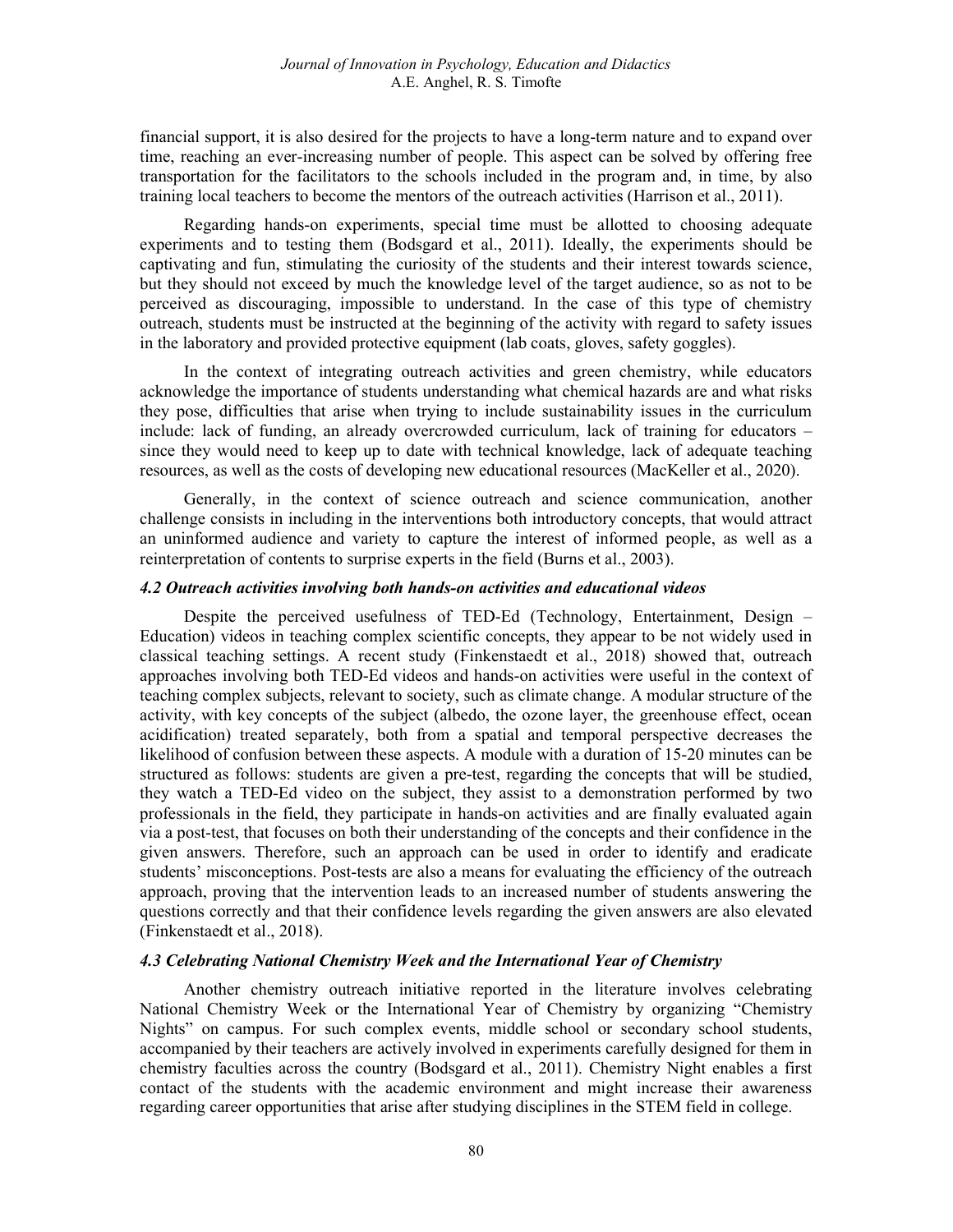financial support, it is also desired for the projects to have a long-term nature and to expand over time, reaching an ever-increasing number of people. This aspect can be solved by offering free transportation for the facilitators to the schools included in the program and, in time, by also training local teachers to become the mentors of the outreach activities (Harrison et al., 2011).

Regarding hands-on experiments, special time must be allotted to choosing adequate experiments and to testing them (Bodsgard et al., 2011). Ideally, the experiments should be captivating and fun, stimulating the curiosity of the students and their interest towards science, but they should not exceed by much the knowledge level of the target audience, so as not to be perceived as discouraging, impossible to understand. In the case of this type of chemistry outreach, students must be instructed at the beginning of the activity with regard to safety issues in the laboratory and provided protective equipment (lab coats, gloves, safety goggles).

In the context of integrating outreach activities and green chemistry, while educators acknowledge the importance of students understanding what chemical hazards are and what risks they pose, difficulties that arise when trying to include sustainability issues in the curriculum include: lack of funding, an already overcrowded curriculum, lack of training for educators – since they would need to keep up to date with technical knowledge, lack of adequate teaching resources, as well as the costs of developing new educational resources (MacKeller et al., 2020).

Generally, in the context of science outreach and science communication, another challenge consists in including in the interventions both introductory concepts, that would attract an uninformed audience and variety to capture the interest of informed people, as well as a reinterpretation of contents to surprise experts in the field (Burns et al., 2003).

### *4.2 Outreach activities involving both hands-on activities and educational videos*

Despite the perceived usefulness of TED-Ed (Technology, Entertainment, Design – Education) videos in teaching complex scientific concepts, they appear to be not widely used in classical teaching settings. A recent study (Finkenstaedt et al., 2018) showed that, outreach approaches involving both TED-Ed videos and hands-on activities were useful in the context of teaching complex subjects, relevant to society, such as climate change. A modular structure of the activity, with key concepts of the subject (albedo, the ozone layer, the greenhouse effect, ocean acidification) treated separately, both from a spatial and temporal perspective decreases the likelihood of confusion between these aspects. A module with a duration of 15-20 minutes can be structured as follows: students are given a pre-test, regarding the concepts that will be studied, they watch a TED-Ed video on the subject, they assist to a demonstration performed by two professionals in the field, they participate in hands-on activities and are finally evaluated again via a post-test, that focuses on both their understanding of the concepts and their confidence in the given answers. Therefore, such an approach can be used in order to identify and eradicate students' misconceptions. Post-tests are also a means for evaluating the efficiency of the outreach approach, proving that the intervention leads to an increased number of students answering the questions correctly and that their confidence levels regarding the given answers are also elevated (Finkenstaedt et al., 2018).

### *4.3 Celebrating National Chemistry Week and the International Year of Chemistry*

Another chemistry outreach initiative reported in the literature involves celebrating National Chemistry Week or the International Year of Chemistry by organizing "Chemistry Nights" on campus. For such complex events, middle school or secondary school students, accompanied by their teachers are actively involved in experiments carefully designed for them in chemistry faculties across the country (Bodsgard et al., 2011). Chemistry Night enables a first contact of the students with the academic environment and might increase their awareness regarding career opportunities that arise after studying disciplines in the STEM field in college.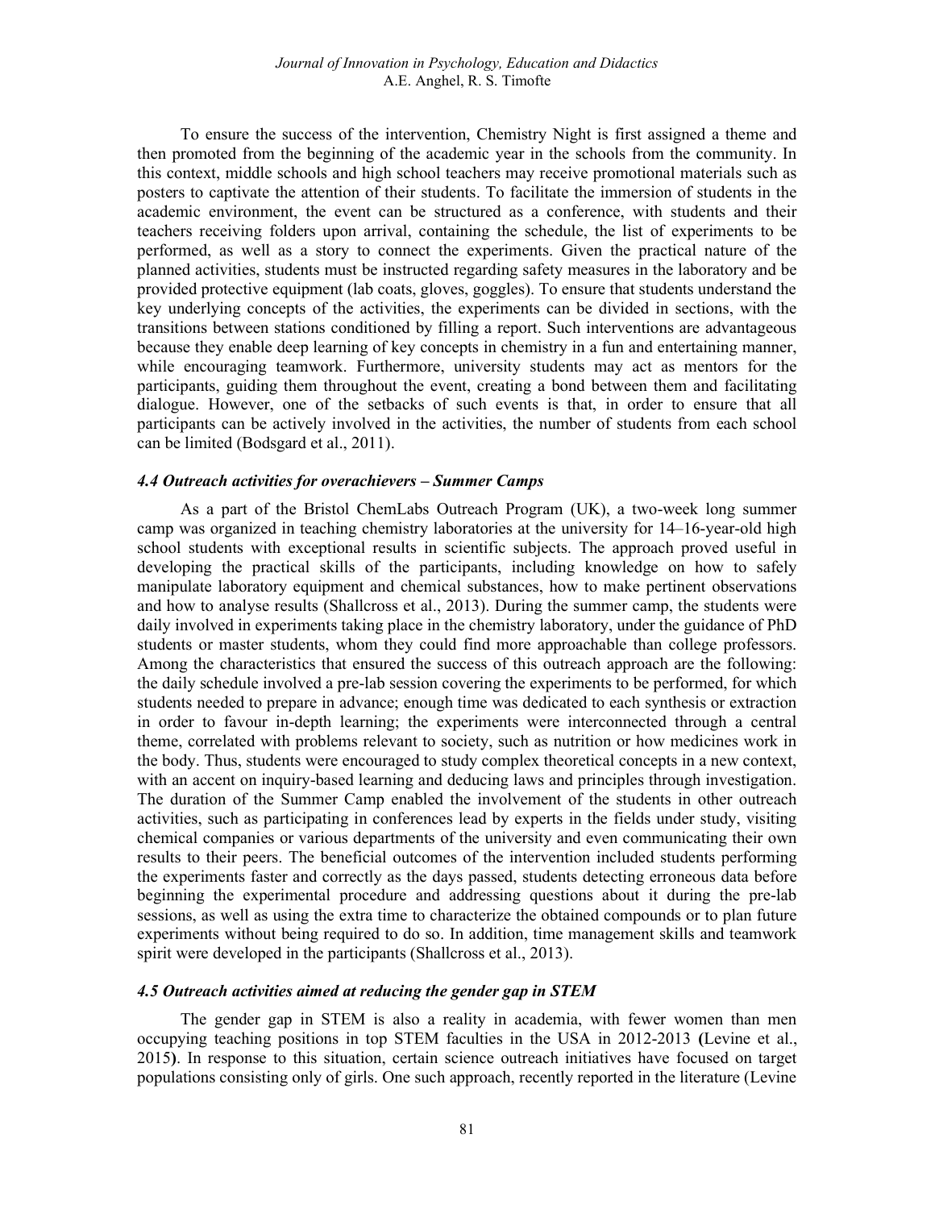To ensure the success of the intervention, Chemistry Night is first assigned a theme and then promoted from the beginning of the academic year in the schools from the community. In this context, middle schools and high school teachers may receive promotional materials such as posters to captivate the attention of their students. To facilitate the immersion of students in the academic environment, the event can be structured as a conference, with students and their teachers receiving folders upon arrival, containing the schedule, the list of experiments to be performed, as well as a story to connect the experiments. Given the practical nature of the planned activities, students must be instructed regarding safety measures in the laboratory and be provided protective equipment (lab coats, gloves, goggles). To ensure that students understand the key underlying concepts of the activities, the experiments can be divided in sections, with the transitions between stations conditioned by filling a report. Such interventions are advantageous because they enable deep learning of key concepts in chemistry in a fun and entertaining manner, while encouraging teamwork. Furthermore, university students may act as mentors for the participants, guiding them throughout the event, creating a bond between them and facilitating dialogue. However, one of the setbacks of such events is that, in order to ensure that all participants can be actively involved in the activities, the number of students from each school can be limited (Bodsgard et al., 2011).

### *4.4 Outreach activities for overachievers – Summer Camps*

As a part of the Bristol ChemLabs Outreach Program (UK), a two-week long summer camp was organized in teaching chemistry laboratories at the university for 14–16-year-old high school students with exceptional results in scientific subjects. The approach proved useful in developing the practical skills of the participants, including knowledge on how to safely manipulate laboratory equipment and chemical substances, how to make pertinent observations and how to analyse results (Shallcross et al., 2013). During the summer camp, the students were daily involved in experiments taking place in the chemistry laboratory, under the guidance of PhD students or master students, whom they could find more approachable than college professors. Among the characteristics that ensured the success of this outreach approach are the following: the daily schedule involved a pre-lab session covering the experiments to be performed, for which students needed to prepare in advance; enough time was dedicated to each synthesis or extraction in order to favour in-depth learning; the experiments were interconnected through a central theme, correlated with problems relevant to society, such as nutrition or how medicines work in the body. Thus, students were encouraged to study complex theoretical concepts in a new context, with an accent on inquiry-based learning and deducing laws and principles through investigation. The duration of the Summer Camp enabled the involvement of the students in other outreach activities, such as participating in conferences lead by experts in the fields under study, visiting chemical companies or various departments of the university and even communicating their own results to their peers. The beneficial outcomes of the intervention included students performing the experiments faster and correctly as the days passed, students detecting erroneous data before beginning the experimental procedure and addressing questions about it during the pre-lab sessions, as well as using the extra time to characterize the obtained compounds or to plan future experiments without being required to do so. In addition, time management skills and teamwork spirit were developed in the participants (Shallcross et al., 2013).

### *4.5 Outreach activities aimed at reducing the gender gap in STEM*

The gender gap in STEM is also a reality in academia, with fewer women than men occupying teaching positions in top STEM faculties in the USA in 2012-2013 **(**Levine et al., 2015**)**. In response to this situation, certain science outreach initiatives have focused on target populations consisting only of girls. One such approach, recently reported in the literature (Levine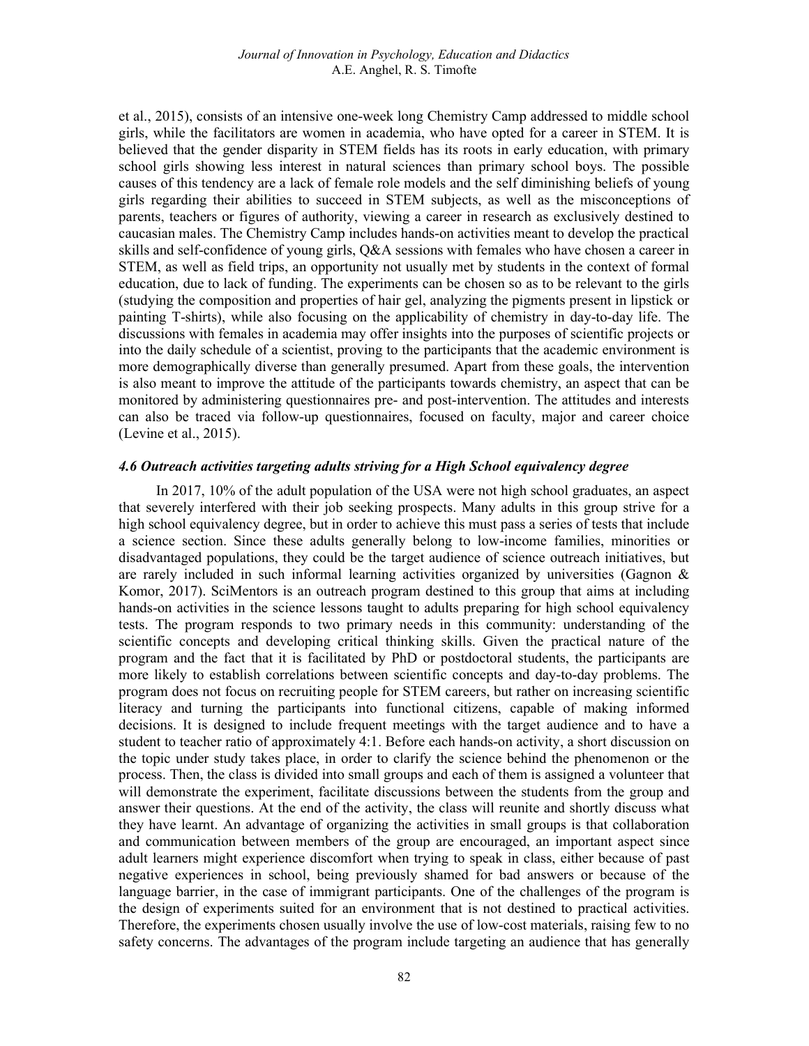et al., 2015), consists of an intensive one-week long Chemistry Camp addressed to middle school girls, while the facilitators are women in academia, who have opted for a career in STEM. It is believed that the gender disparity in STEM fields has its roots in early education, with primary school girls showing less interest in natural sciences than primary school boys. The possible causes of this tendency are a lack of female role models and the self diminishing beliefs of young girls regarding their abilities to succeed in STEM subjects, as well as the misconceptions of parents, teachers or figures of authority, viewing a career in research as exclusively destined to caucasian males. The Chemistry Camp includes hands-on activities meant to develop the practical skills and self-confidence of young girls, Q&A sessions with females who have chosen a career in STEM, as well as field trips, an opportunity not usually met by students in the context of formal education, due to lack of funding. The experiments can be chosen so as to be relevant to the girls (studying the composition and properties of hair gel, analyzing the pigments present in lipstick or painting T-shirts), while also focusing on the applicability of chemistry in day-to-day life. The discussions with females in academia may offer insights into the purposes of scientific projects or into the daily schedule of a scientist, proving to the participants that the academic environment is more demographically diverse than generally presumed. Apart from these goals, the intervention is also meant to improve the attitude of the participants towards chemistry, an aspect that can be monitored by administering questionnaires pre- and post-intervention. The attitudes and interests can also be traced via follow-up questionnaires, focused on faculty, major and career choice (Levine et al., 2015).

### *4.6 Outreach activities targeting adults striving for a High School equivalency degree*

In 2017, 10% of the adult population of the USA were not high school graduates, an aspect that severely interfered with their job seeking prospects. Many adults in this group strive for a high school equivalency degree, but in order to achieve this must pass a series of tests that include a science section. Since these adults generally belong to low-income families, minorities or disadvantaged populations, they could be the target audience of science outreach initiatives, but are rarely included in such informal learning activities organized by universities (Gagnon & Komor, 2017). SciMentors is an outreach program destined to this group that aims at including hands-on activities in the science lessons taught to adults preparing for high school equivalency tests. The program responds to two primary needs in this community: understanding of the scientific concepts and developing critical thinking skills. Given the practical nature of the program and the fact that it is facilitated by PhD or postdoctoral students, the participants are more likely to establish correlations between scientific concepts and day-to-day problems. The program does not focus on recruiting people for STEM careers, but rather on increasing scientific literacy and turning the participants into functional citizens, capable of making informed decisions. It is designed to include frequent meetings with the target audience and to have a student to teacher ratio of approximately 4:1. Before each hands-on activity, a short discussion on the topic under study takes place, in order to clarify the science behind the phenomenon or the process. Then, the class is divided into small groups and each of them is assigned a volunteer that will demonstrate the experiment, facilitate discussions between the students from the group and answer their questions. At the end of the activity, the class will reunite and shortly discuss what they have learnt. An advantage of organizing the activities in small groups is that collaboration and communication between members of the group are encouraged, an important aspect since adult learners might experience discomfort when trying to speak in class, either because of past negative experiences in school, being previously shamed for bad answers or because of the language barrier, in the case of immigrant participants. One of the challenges of the program is the design of experiments suited for an environment that is not destined to practical activities. Therefore, the experiments chosen usually involve the use of low-cost materials, raising few to no safety concerns. The advantages of the program include targeting an audience that has generally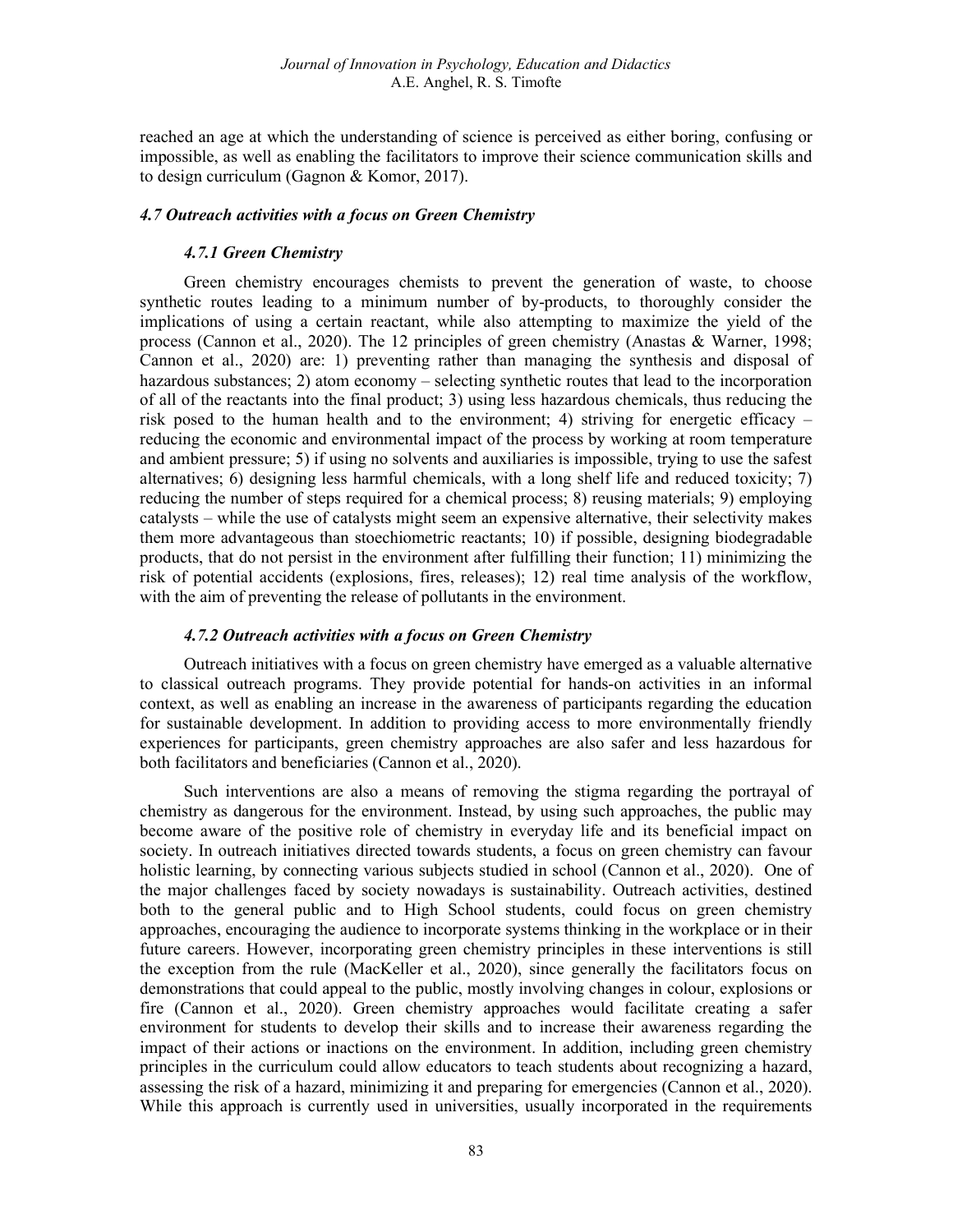reached an age at which the understanding of science is perceived as either boring, confusing or impossible, as well as enabling the facilitators to improve their science communication skills and to design curriculum (Gagnon & Komor, 2017).

### *4.7 Outreach activities with a focus on Green Chemistry*

#### *4.7.1 Green Chemistry*

Green chemistry encourages chemists to prevent the generation of waste, to choose synthetic routes leading to a minimum number of by-products, to thoroughly consider the implications of using a certain reactant, while also attempting to maximize the yield of the process (Cannon et al., 2020). The 12 principles of green chemistry (Anastas & Warner, 1998; Cannon et al., 2020) are: 1) preventing rather than managing the synthesis and disposal of hazardous substances; 2) atom economy – selecting synthetic routes that lead to the incorporation of all of the reactants into the final product; 3) using less hazardous chemicals, thus reducing the risk posed to the human health and to the environment; 4) striving for energetic efficacy – reducing the economic and environmental impact of the process by working at room temperature and ambient pressure; 5) if using no solvents and auxiliaries is impossible, trying to use the safest alternatives; 6) designing less harmful chemicals, with a long shelf life and reduced toxicity; 7) reducing the number of steps required for a chemical process; 8) reusing materials; 9) employing catalysts – while the use of catalysts might seem an expensive alternative, their selectivity makes them more advantageous than stoechiometric reactants; 10) if possible, designing biodegradable products, that do not persist in the environment after fulfilling their function; 11) minimizing the risk of potential accidents (explosions, fires, releases); 12) real time analysis of the workflow, with the aim of preventing the release of pollutants in the environment.

#### *4.7.2 Outreach activities with a focus on Green Chemistry*

Outreach initiatives with a focus on green chemistry have emerged as a valuable alternative to classical outreach programs. They provide potential for hands-on activities in an informal context, as well as enabling an increase in the awareness of participants regarding the education for sustainable development. In addition to providing access to more environmentally friendly experiences for participants, green chemistry approaches are also safer and less hazardous for both facilitators and beneficiaries (Cannon et al., 2020).

Such interventions are also a means of removing the stigma regarding the portrayal of chemistry as dangerous for the environment. Instead, by using such approaches, the public may become aware of the positive role of chemistry in everyday life and its beneficial impact on society. In outreach initiatives directed towards students, a focus on green chemistry can favour holistic learning, by connecting various subjects studied in school (Cannon et al., 2020). One of the major challenges faced by society nowadays is sustainability. Outreach activities, destined both to the general public and to High School students, could focus on green chemistry approaches, encouraging the audience to incorporate systems thinking in the workplace or in their future careers. However, incorporating green chemistry principles in these interventions is still the exception from the rule (MacKeller et al., 2020), since generally the facilitators focus on demonstrations that could appeal to the public, mostly involving changes in colour, explosions or fire (Cannon et al., 2020). Green chemistry approaches would facilitate creating a safer environment for students to develop their skills and to increase their awareness regarding the impact of their actions or inactions on the environment. In addition, including green chemistry principles in the curriculum could allow educators to teach students about recognizing a hazard, assessing the risk of a hazard, minimizing it and preparing for emergencies (Cannon et al., 2020). While this approach is currently used in universities, usually incorporated in the requirements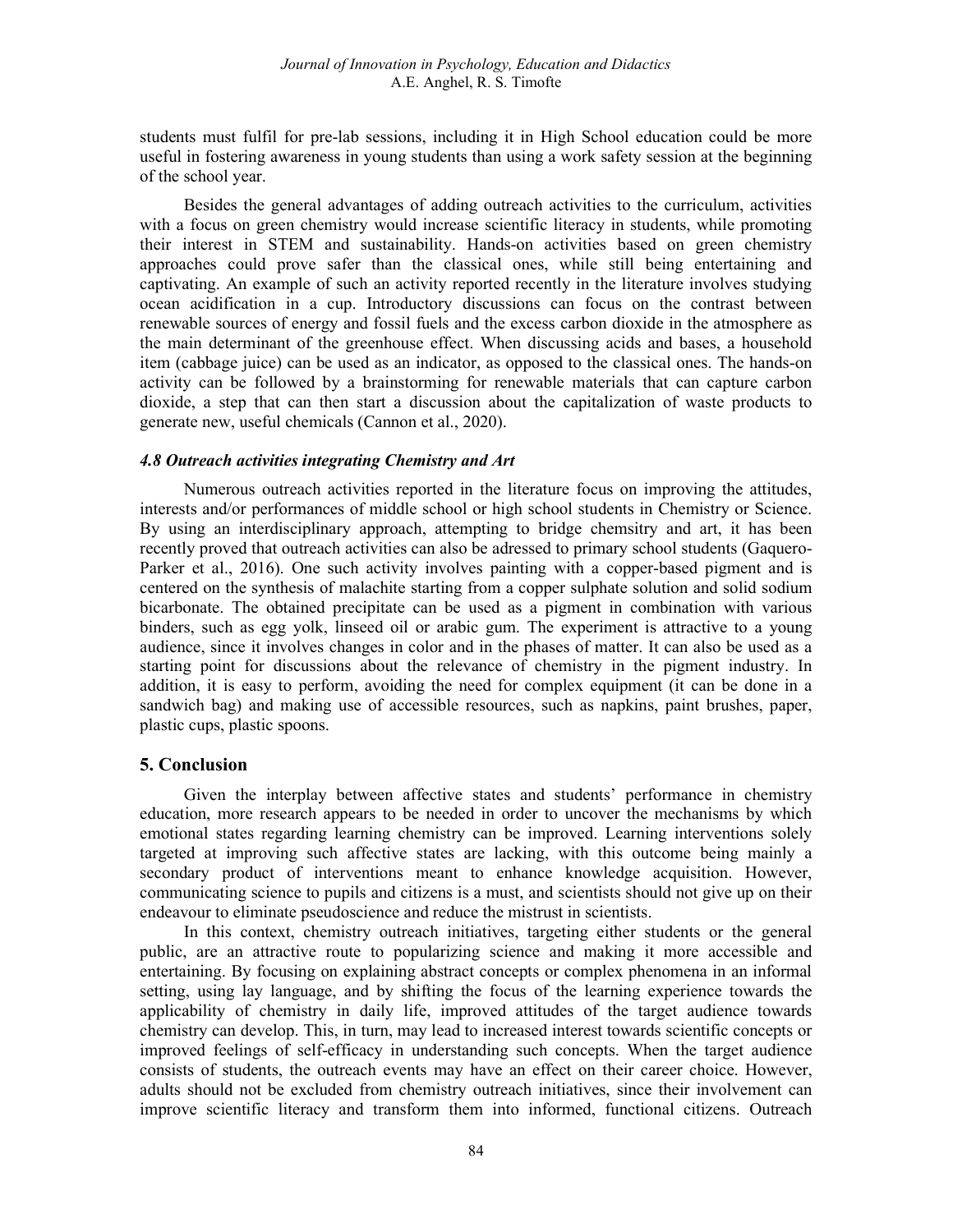students must fulfil for pre-lab sessions, including it in High School education could be more useful in fostering awareness in young students than using a work safety session at the beginning of the school year.

Besides the general advantages of adding outreach activities to the curriculum, activities with a focus on green chemistry would increase scientific literacy in students, while promoting their interest in STEM and sustainability. Hands-on activities based on green chemistry approaches could prove safer than the classical ones, while still being entertaining and captivating. An example of such an activity reported recently in the literature involves studying ocean acidification in a cup. Introductory discussions can focus on the contrast between renewable sources of energy and fossil fuels and the excess carbon dioxide in the atmosphere as the main determinant of the greenhouse effect. When discussing acids and bases, a household item (cabbage juice) can be used as an indicator, as opposed to the classical ones. The hands-on activity can be followed by a brainstorming for renewable materials that can capture carbon dioxide, a step that can then start a discussion about the capitalization of waste products to generate new, useful chemicals (Cannon et al., 2020).

### *4.8 Outreach activities integrating Chemistry and Art*

Numerous outreach activities reported in the literature focus on improving the attitudes, interests and/or performances of middle school or high school students in Chemistry or Science. By using an interdisciplinary approach, attempting to bridge chemsitry and art, it has been recently proved that outreach activities can also be adressed to primary school students (Gaquero-Parker et al., 2016). One such activity involves painting with a copper-based pigment and is centered on the synthesis of malachite starting from a copper sulphate solution and solid sodium bicarbonate. The obtained precipitate can be used as a pigment in combination with various binders, such as egg yolk, linseed oil or arabic gum. The experiment is attractive to a young audience, since it involves changes in color and in the phases of matter. It can also be used as a starting point for discussions about the relevance of chemistry in the pigment industry. In addition, it is easy to perform, avoiding the need for complex equipment (it can be done in a sandwich bag) and making use of accessible resources, such as napkins, paint brushes, paper, plastic cups, plastic spoons.

## 5. Conclusion

Given the interplay between affective states and students' performance in chemistry education, more research appears to be needed in order to uncover the mechanisms by which emotional states regarding learning chemistry can be improved. Learning interventions solely targeted at improving such affective states are lacking, with this outcome being mainly a secondary product of interventions meant to enhance knowledge acquisition. However, communicating science to pupils and citizens is a must, and scientists should not give up on their endeavour to eliminate pseudoscience and reduce the mistrust in scientists.

In this context, chemistry outreach initiatives, targeting either students or the general public, are an attractive route to popularizing science and making it more accessible and entertaining. By focusing on explaining abstract concepts or complex phenomena in an informal setting, using lay language, and by shifting the focus of the learning experience towards the applicability of chemistry in daily life, improved attitudes of the target audience towards chemistry can develop. This, in turn, may lead to increased interest towards scientific concepts or improved feelings of self-efficacy in understanding such concepts. When the target audience consists of students, the outreach events may have an effect on their career choice. However, adults should not be excluded from chemistry outreach initiatives, since their involvement can improve scientific literacy and transform them into informed, functional citizens. Outreach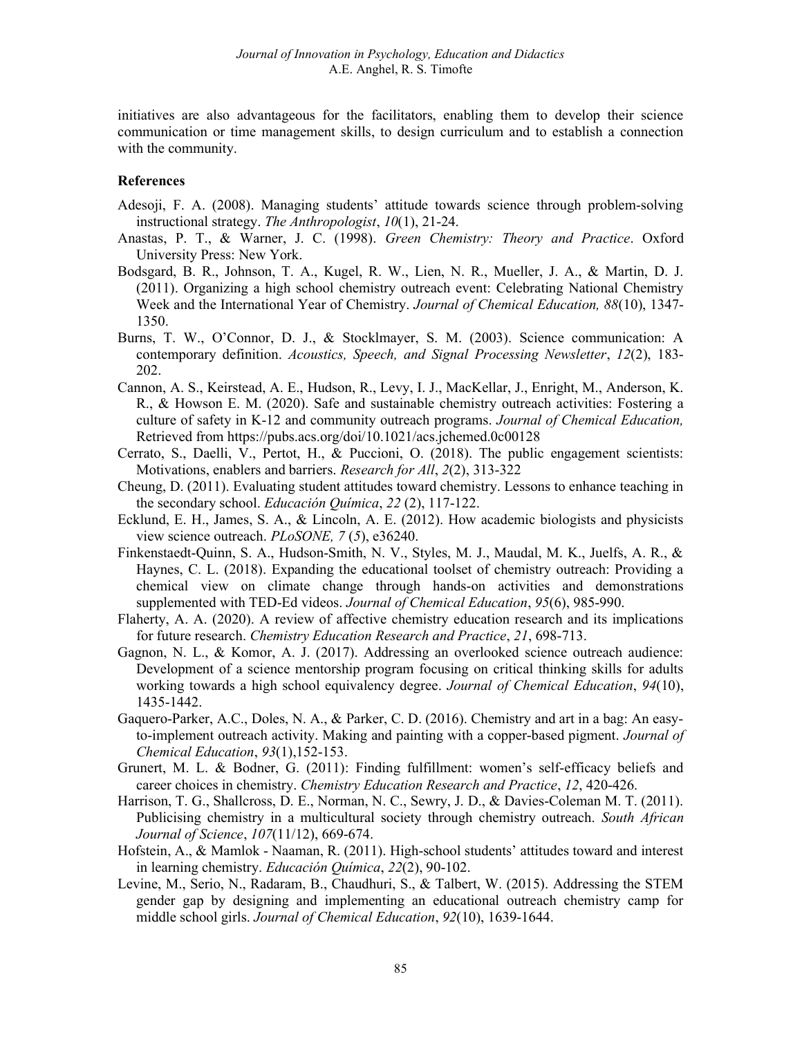initiatives are also advantageous for the facilitators, enabling them to develop their science communication or time management skills, to design curriculum and to establish a connection with the community.

## References

Adesoji, F. A. (2008). Managing students' attitude towards science through problem-solving instructional strategy. *The Anthropologist*, *10*(1), 21-24.

Anastas, P. T., & Warner, J. C. (1998). *Green Chemistry: Theory and Practice*. Oxford University Press: New York.

Bodsgard, B. R., Johnson, T. A., Kugel, R. W., Lien, N. R., Mueller, J. A., & Martin, D. J. (2011). Organizing a high school chemistry outreach event: Celebrating National Chemistry Week and the International Year of Chemistry. *Journal of Chemical Education, 88*(10), 1347-1350.

Burns, T. W., O'Connor, D. J., & Stocklmayer, S. M. (2003). Science communication: A contemporary definition. *Acoustics, Speech, and Signal Processing Newsletter*, *12*(2), 183-202.

Cannon, A. S., Keirstead, A. E., Hudson, R., Levy, I. J., MacKellar, J., Enright, M., Anderson, K. R., & Howson E. M. (2020). Safe and sustainable chemistry outreach activities: Fostering a culture of safety in K-12 and community outreach programs. *Journal of Chemical Education,* Retrieved from https://pubs.acs.org/doi/10.1021/acs.jchemed.0c00128

Cerrato, S., Daelli, V., Pertot, H., & Puccioni, O. (2018). The public engagement scientists: Motivations, enablers and barriers. *Research for All*, *2*(2), 313-322

Cheung, D. (2011). Evaluating student attitudes toward chemistry. Lessons to enhance teaching in the secondary school. *Educación Química*, *22* (2), 117-122.

Ecklund, E. H., James, S. A., & Lincoln, A. E. (2012). How academic biologists and physicists view science outreach. *PLoSONE, 7* (*5*), e36240.

Finkenstaedt-Quinn, S. A., Hudson-Smith, N. V., Styles, M. J., Maudal, M. K., Juelfs, A. R., & Haynes, C. L. (2018). Expanding the educational toolset of chemistry outreach: Providing a chemical view on climate change through hands-on activities and demonstrations supplemented with TED-Ed videos. *Journal of Chemical Education*, *95*(6), 985-990.

Flaherty, A. A. (2020). A review of affective chemistry education research and its implications for future research. *Chemistry Education Research and Practice*, *21*, 698-713.

Gagnon, N. L., & Komor, A. J. (2017). Addressing an overlooked science outreach audience: Development of a science mentorship program focusing on critical thinking skills for adults working towards a high school equivalency degree. *Journal of Chemical Education*, *94*(10), 1435-1442.

Gaquero-Parker, A.C., Doles, N. A., & Parker, C. D. (2016). Chemistry and art in a bag: An easy-to-implement outreach activity. Making and painting with a copper-based pigment. *Journal of Chemical Education*, *93*(1),152-153.

Grunert, M. L. & Bodner, G. (2011): Finding fulfillment: women's self-efficacy beliefs and career choices in chemistry. *Chemistry Education Research and Practice*, *12*, 420-426.

Harrison, T. G., Shallcross, D. E., Norman, N. C., Sewry, J. D., & Davies-Coleman M. T. (2011). Publicising chemistry in a multicultural society through chemistry outreach. *South African Journal of Science*, *107*(11/12), 669-674.

Hofstein, A., & Mamlok - Naaman, R. (2011). High-school students' attitudes toward and interest in learning chemistry. *Educación Química*, *22*(2), 90-102.

Levine, M., Serio, N., Radaram, B., Chaudhuri, S., & Talbert, W. (2015). Addressing the STEM gender gap by designing and implementing an educational outreach chemistry camp for middle school girls. *Journal of Chemical Education*, *92*(10), 1639-1644.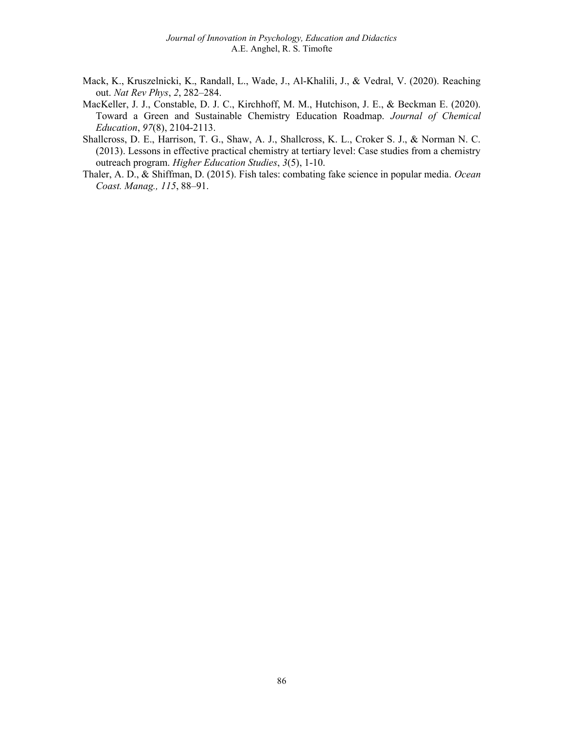Mack, K., Kruszelnicki, K., Randall, L., Wade, J., Al-Khalili, J., & Vedral, V. (2020). Reaching out. *Nat Rev Phys*, *2*, 282–284.

MacKeller, J. J., Constable, D. J. C., Kirchhoff, M. M., Hutchison, J. E., & Beckman E. (2020). Toward a Green and Sustainable Chemistry Education Roadmap. *Journal of Chemical Education*, *97*(8), 2104-2113.

Shallcross, D. E., Harrison, T. G., Shaw, A. J., Shallcross, K. L., Croker S. J., & Norman N. C. (2013). Lessons in effective practical chemistry at tertiary level: Case studies from a chemistry outreach program. *Higher Education Studies*, *3*(5), 1-10.

Thaler, A. D., & Shiffman, D. (2015). Fish tales: combating fake science in popular media. *Ocean Coast. Manag., 115*, 88–91.